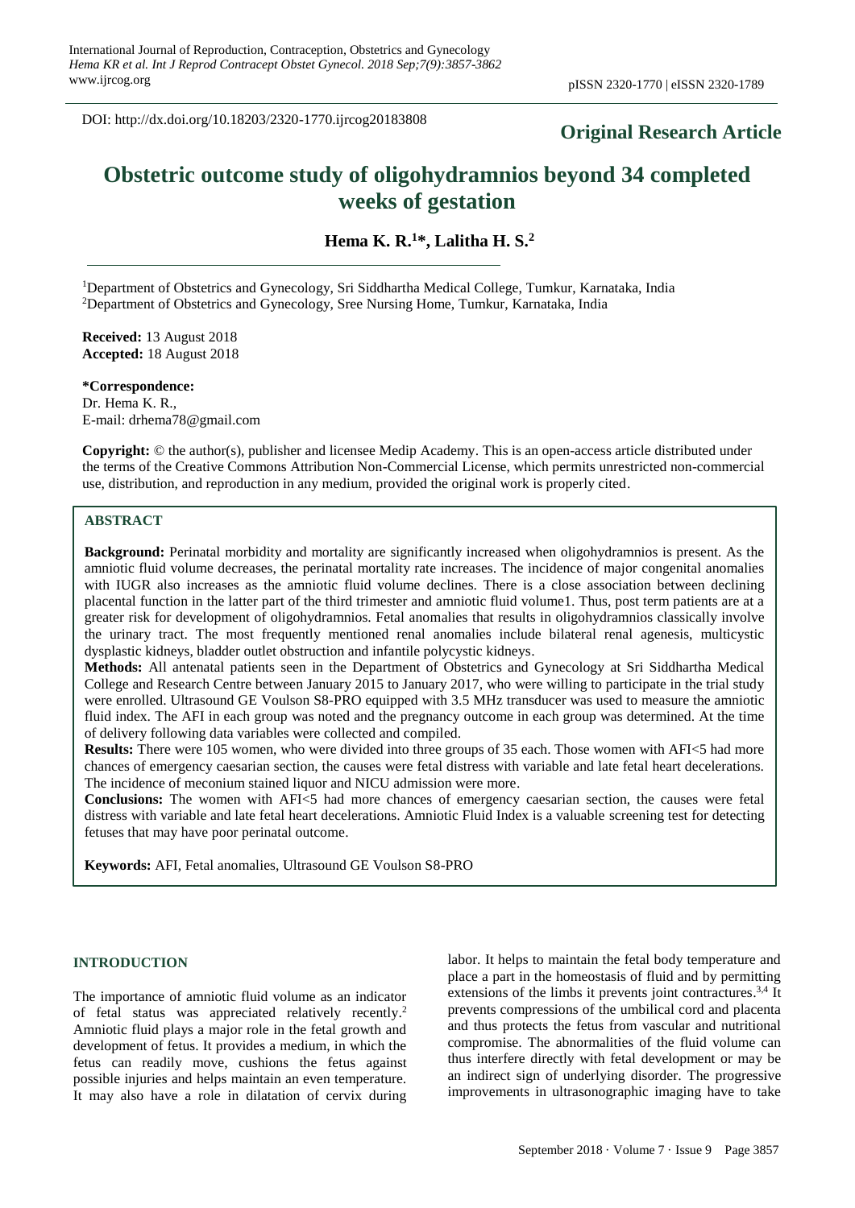DOI: http://dx.doi.org/10.18203/2320-1770.ijrcog20183808

**Original Research Article**

# Obstetric outcome study of oligohydramnios beyond 34 completed weeks of gestation

**Hema K. R.[1]\*, Lalitha H. S.[2]**

[1]Department of Obstetrics and Gynecology, Sri Siddhartha Medical College, Tumkur, Karnataka, India
[2]Department of Obstetrics and Gynecology, Sree Nursing Home, Tumkur, Karnataka, India

**Received:** 13 August 2018
**Accepted:** 18 August 2018

**\*Correspondence:**
Dr. Hema K. R.,
E-mail: drhema78@gmail.com

**Copyright:** © the author(s), publisher and licensee Medip Academy. This is an open-access article distributed under the terms of the Creative Commons Attribution Non-Commercial License, which permits unrestricted non-commercial use, distribution, and reproduction in any medium, provided the original work is properly cited.

## ABSTRACT

**Background:** Perinatal morbidity and mortality are significantly increased when oligohydramnios is present. As the amniotic fluid volume decreases, the perinatal mortality rate increases. The incidence of major congenital anomalies with IUGR also increases as the amniotic fluid volume declines. There is a close association between declining placental function in the latter part of the third trimester and amniotic fluid volume1. Thus, post term patients are at a greater risk for development of oligohydramnios. Fetal anomalies that results in oligohydramnios classically involve the urinary tract. The most frequently mentioned renal anomalies include bilateral renal agenesis, multicystic dysplastic kidneys, bladder outlet obstruction and infantile polycystic kidneys.

**Methods:** All antenatal patients seen in the Department of Obstetrics and Gynecology at Sri Siddhartha Medical College and Research Centre between January 2015 to January 2017, who were willing to participate in the trial study were enrolled. Ultrasound GE Voulson S8-PRO equipped with 3.5 MHz transducer was used to measure the amniotic fluid index. The AFI in each group was noted and the pregnancy outcome in each group was determined. At the time of delivery following data variables were collected and compiled.

**Results:** There were 105 women, who were divided into three groups of 35 each. Those women with AFI<5 had more chances of emergency caesarian section, the causes were fetal distress with variable and late fetal heart decelerations. The incidence of meconium stained liquor and NICU admission were more.

**Conclusions:** The women with AFI<5 had more chances of emergency caesarian section, the causes were fetal distress with variable and late fetal heart decelerations. Amniotic Fluid Index is a valuable screening test for detecting fetuses that may have poor perinatal outcome.

**Keywords:** AFI, Fetal anomalies, Ultrasound GE Voulson S8-PRO

## INTRODUCTION

The importance of amniotic fluid volume as an indicator of fetal status was appreciated relatively recently.[2] Amniotic fluid plays a major role in the fetal growth and development of fetus. It provides a medium, in which the fetus can readily move, cushions the fetus against possible injuries and helps maintain an even temperature. It may also have a role in dilatation of cervix during labor. It helps to maintain the fetal body temperature and place a part in the homeostasis of fluid and by permitting extensions of the limbs it prevents joint contractures.[3,4] It prevents compressions of the umbilical cord and placenta and thus protects the fetus from vascular and nutritional compromise. The abnormalities of the fluid volume can thus interfere directly with fetal development or may be an indirect sign of underlying disorder. The progressive improvements in ultrasonographic imaging have to take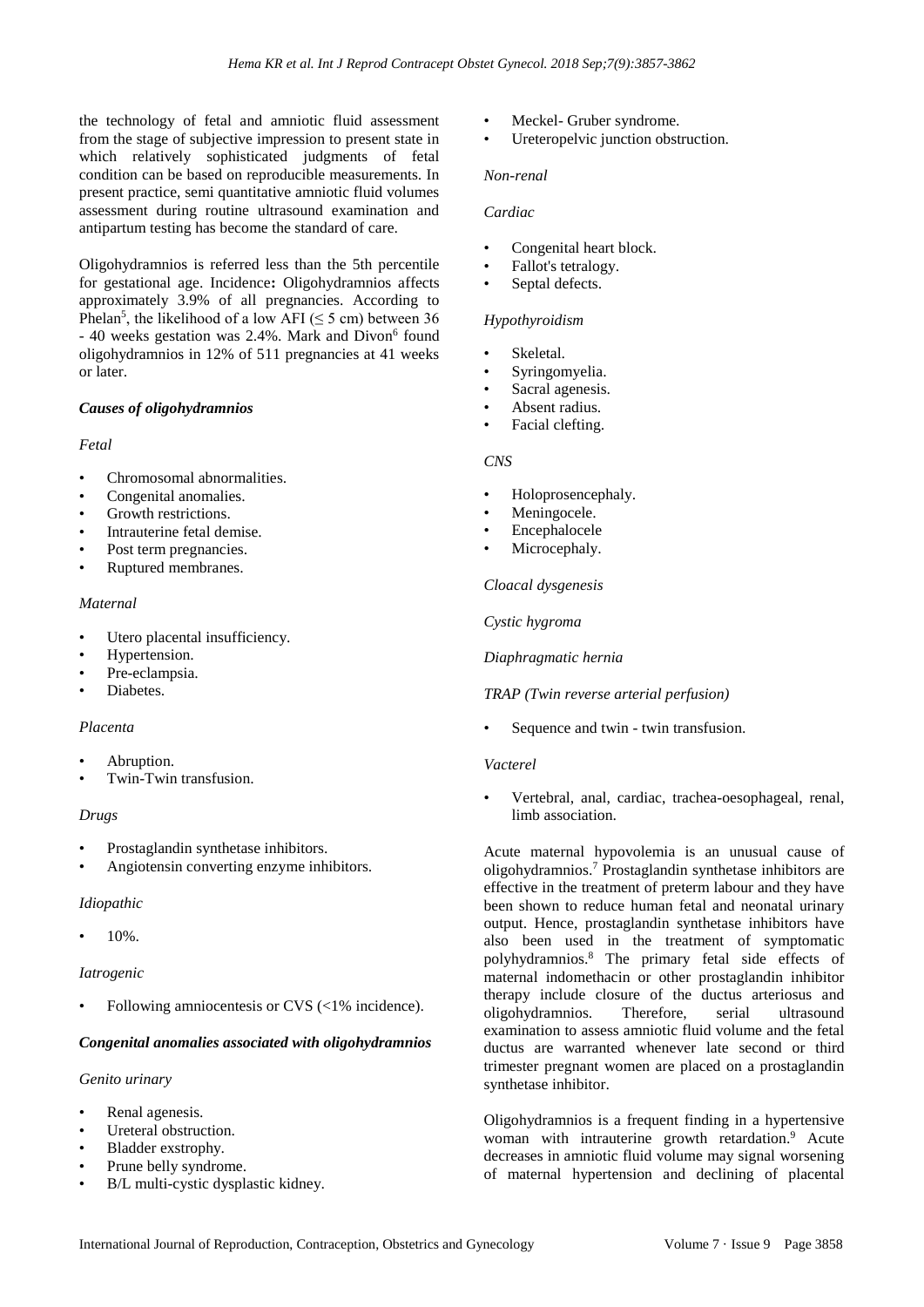the technology of fetal and amniotic fluid assessment from the stage of subjective impression to present state in which relatively sophisticated judgments of fetal condition can be based on reproducible measurements. In present practice, semi quantitative amniotic fluid volumes assessment during routine ultrasound examination and antipartum testing has become the standard of care.

Oligohydramnios is referred less than the 5th percentile for gestational age. Incidence**:** Oligohydramnios affects approximately 3.9% of all pregnancies. According to Phelan[5], the likelihood of a low AFI (≤ 5 cm) between 36 - 40 weeks gestation was 2.4%. Mark and Divon[6] found oligohydramnios in 12% of 511 pregnancies at 41 weeks or later.

***Causes of oligohydramnios***

*Fetal*

- Chromosomal abnormalities.
- Congenital anomalies.
- Growth restrictions.
- Intrauterine fetal demise.
- Post term pregnancies.
- Ruptured membranes.

*Maternal*

- Utero placental insufficiency.
- Hypertension.
- Pre-eclampsia.
- Diabetes.

*Placenta*

- Abruption.
- Twin-Twin transfusion.

*Drugs*

- Prostaglandin synthetase inhibitors.
- Angiotensin converting enzyme inhibitors.

*Idiopathic*

- 10%.

*Iatrogenic*

- Following amniocentesis or CVS (<1% incidence).

***Congenital anomalies associated with oligohydramnios***

*Genito urinary*

- Renal agenesis.
- Ureteral obstruction.
- Bladder exstrophy.
- Prune belly syndrome.
- B/L multi-cystic dysplastic kidney.
- Meckel- Gruber syndrome.
- Ureteropelvic junction obstruction.

*Non-renal*

*Cardiac*

- Congenital heart block.
- Fallot's tetralogy.
- Septal defects.

*Hypothyroidism*

- Skeletal.
- Syringomyelia.
- Sacral agenesis.
- Absent radius.
- Facial clefting.

*CNS*

- Holoprosencephaly.
- Meningocele.
- Encephalocele
- Microcephaly.

*Cloacal dysgenesis*

*Cystic hygroma*

*Diaphragmatic hernia*

*TRAP (Twin reverse arterial perfusion)*

- Sequence and twin - twin transfusion.

*Vacterel*

- Vertebral, anal, cardiac, trachea-oesophageal, renal, limb association.

Acute maternal hypovolemia is an unusual cause of oligohydramnios.[7] Prostaglandin synthetase inhibitors are effective in the treatment of preterm labour and they have been shown to reduce human fetal and neonatal urinary output. Hence, prostaglandin synthetase inhibitors have also been used in the treatment of symptomatic polyhydramnios.[8] The primary fetal side effects of maternal indomethacin or other prostaglandin inhibitor therapy include closure of the ductus arteriosus and oligohydramnios. Therefore, serial ultrasound examination to assess amniotic fluid volume and the fetal ductus are warranted whenever late second or third trimester pregnant women are placed on a prostaglandin synthetase inhibitor.

Oligohydramnios is a frequent finding in a hypertensive woman with intrauterine growth retardation.[9] Acute decreases in amniotic fluid volume may signal worsening of maternal hypertension and declining of placental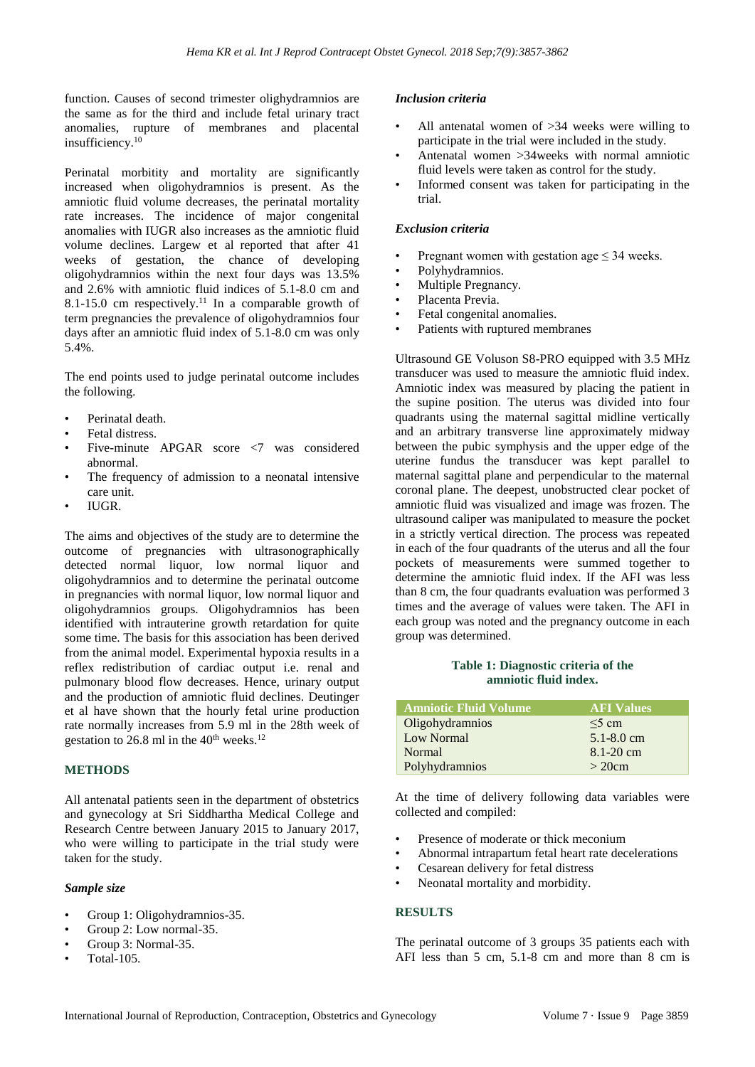function. Causes of second trimester olighydramnios are the same as for the third and include fetal urinary tract anomalies, rupture of membranes and placental insufficiency.[10]

Perinatal morbitity and mortality are significantly increased when oligohydramnios is present. As the amniotic fluid volume decreases, the perinatal mortality rate increases. The incidence of major congenital anomalies with IUGR also increases as the amniotic fluid volume declines. Largew et al reported that after 41 weeks of gestation, the chance of developing oligohydramnios within the next four days was 13.5% and 2.6% with amniotic fluid indices of 5.1-8.0 cm and 8.1-15.0 cm respectively.[11] In a comparable growth of term pregnancies the prevalence of oligohydramnios four days after an amniotic fluid index of 5.1-8.0 cm was only 5.4%.

The end points used to judge perinatal outcome includes the following.

- Perinatal death.
- Fetal distress.
- Five-minute APGAR score <7 was considered abnormal.
- The frequency of admission to a neonatal intensive care unit.
- IUGR.

The aims and objectives of the study are to determine the outcome of pregnancies with ultrasonographically detected normal liquor, low normal liquor and oligohydramnios and to determine the perinatal outcome in pregnancies with normal liquor, low normal liquor and oligohydramnios groups. Oligohydramnios has been identified with intrauterine growth retardation for quite some time. The basis for this association has been derived from the animal model. Experimental hypoxia results in a reflex redistribution of cardiac output i.e. renal and pulmonary blood flow decreases. Hence, urinary output and the production of amniotic fluid declines. Deutinger et al have shown that the hourly fetal urine production rate normally increases from 5.9 ml in the 28th week of gestation to 26.8 ml in the 40th weeks.[12]

## METHODS

All antenatal patients seen in the department of obstetrics and gynecology at Sri Siddhartha Medical College and Research Centre between January 2015 to January 2017, who were willing to participate in the trial study were taken for the study.

### *Sample size*

- Group 1: Oligohydramnios-35.
- Group 2: Low normal-35.
- Group 3: Normal-35.
- Total-105.

### *Inclusion criteria*

- All antenatal women of >34 weeks were willing to participate in the trial were included in the study.
- Antenatal women >34weeks with normal amniotic fluid levels were taken as control for the study.
- Informed consent was taken for participating in the trial.

### *Exclusion criteria*

- Pregnant women with gestation age ≤ 34 weeks.
- Polyhydramnios.
- Multiple Pregnancy.
- Placenta Previa.
- Fetal congenital anomalies.
- Patients with ruptured membranes

Ultrasound GE Voluson S8-PRO equipped with 3.5 MHz transducer was used to measure the amniotic fluid index. Amniotic index was measured by placing the patient in the supine position. The uterus was divided into four quadrants using the maternal sagittal midline vertically and an arbitrary transverse line approximately midway between the pubic symphysis and the upper edge of the uterine fundus the transducer was kept parallel to maternal sagittal plane and perpendicular to the maternal coronal plane. The deepest, unobstructed clear pocket of amniotic fluid was visualized and image was frozen. The ultrasound caliper was manipulated to measure the pocket in a strictly vertical direction. The process was repeated in each of the four quadrants of the uterus and all the four pockets of measurements were summed together to determine the amniotic fluid index. If the AFI was less than 8 cm, the four quadrants evaluation was performed 3 times and the average of values were taken. The AFI in each group was noted and the pregnancy outcome in each group was determined.

**Table 1: Diagnostic criteria of the amniotic fluid index.**

| Amniotic Fluid Volume | AFI Values |
|---|---|
| Oligohydramnios | ≤5 cm |
| Low Normal | 5.1-8.0 cm |
| Normal | 8.1-20 cm |
| Polyhydramnios | > 20cm |

At the time of delivery following data variables were collected and compiled:

- Presence of moderate or thick meconium
- Abnormal intrapartum fetal heart rate decelerations
- Cesarean delivery for fetal distress
- Neonatal mortality and morbidity.

## RESULTS

The perinatal outcome of 3 groups 35 patients each with AFI less than 5 cm, 5.1-8 cm and more than 8 cm is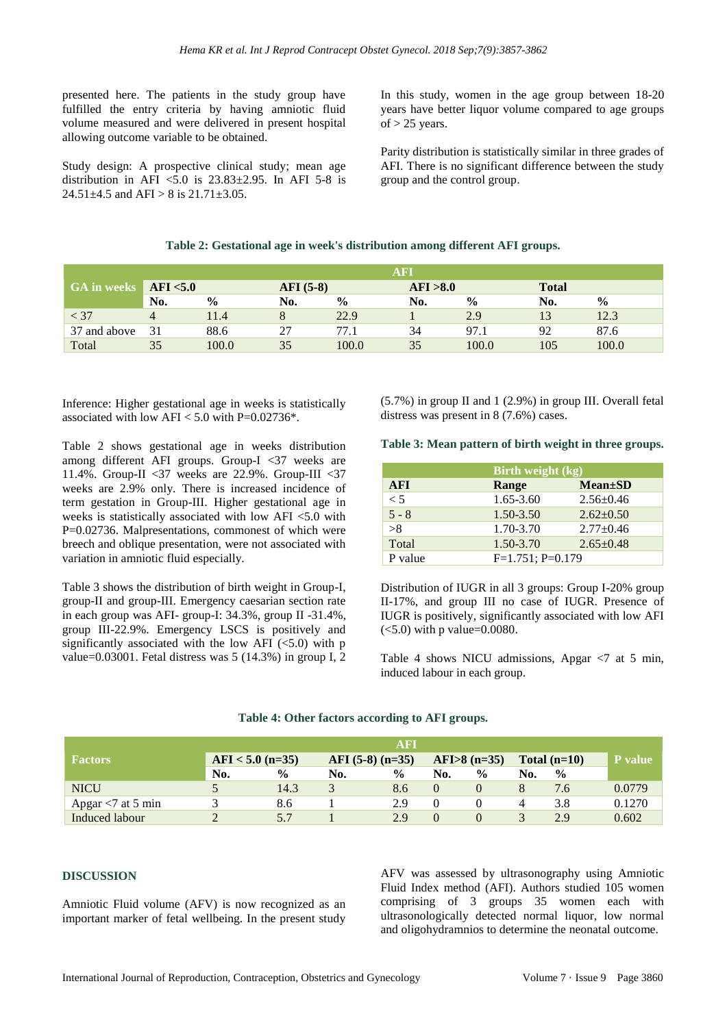presented here. The patients in the study group have fulfilled the entry criteria by having amniotic fluid volume measured and were delivered in present hospital allowing outcome variable to be obtained.

Study design: A prospective clinical study; mean age distribution in AFI <5.0 is 23.83±2.95. In AFI 5-8 is 24.51±4.5 and AFI > 8 is 21.71±3.05.

In this study, women in the age group between 18-20 years have better liquor volume compared to age groups of > 25 years.

Parity distribution is statistically similar in three grades of AFI. There is no significant difference between the study group and the control group.

**Table 2: Gestational age in week's distribution among different AFI groups.**

| GA in weeks | AFI | | | | | | | |
|---|---|---|---|---|---|---|---|---|
| | AFI <5.0 | | AFI (5-8) | | AFI >8.0 | | Total | |
| | No. | % | No. | % | No. | % | No. | % |
| < 37 | 4 | 11.4 | 8 | 22.9 | 1 | 2.9 | 13 | 12.3 |
| 37 and above | 31 | 88.6 | 27 | 77.1 | 34 | 97.1 | 92 | 87.6 |
| Total | 35 | 100.0 | 35 | 100.0 | 35 | 100.0 | 105 | 100.0 |

Inference: Higher gestational age in weeks is statistically associated with low AFI < 5.0 with P=0.02736*.

Table 2 shows gestational age in weeks distribution among different AFI groups. Group-I <37 weeks are 11.4%. Group-II <37 weeks are 22.9%. Group-III <37 weeks are 2.9% only. There is increased incidence of term gestation in Group-III. Higher gestational age in weeks is statistically associated with low AFI <5.0 with P=0.02736. Malpresentations, commonest of which were breech and oblique presentation, were not associated with variation in amniotic fluid especially.

Table 3 shows the distribution of birth weight in Group-I, group-II and group-III. Emergency caesarian section rate in each group was AFI- group-I: 34.3%, group II -31.4%, group III-22.9%. Emergency LSCS is positively and significantly associated with the low AFI (<5.0) with p value=0.03001. Fetal distress was 5 (14.3%) in group I, 2 (5.7%) in group II and 1 (2.9%) in group III. Overall fetal distress was present in 8 (7.6%) cases.

**Table 3: Mean pattern of birth weight in three groups.**

| | Birth weight (kg) | |
|---|---|---|
| AFI | Range | Mean±SD |
| < 5 | 1.65-3.60 | 2.56±0.46 |
| 5 - 8 | 1.50-3.50 | 2.62±0.50 |
| >8 | 1.70-3.70 | 2.77±0.46 |
| Total | 1.50-3.70 | 2.65±0.48 |
| P value | F=1.751; P=0.179 | |

Distribution of IUGR in all 3 groups: Group I-20% group II-17%, and group III no case of IUGR. Presence of IUGR is positively, significantly associated with low AFI (<5.0) with p value=0.0080.

Table 4 shows NICU admissions, Apgar <7 at 5 min, induced labour in each group.

**Table 4: Other factors according to AFI groups.**

| Factors | AFI | | | | | | | | P value |
|---|---|---|---|---|---|---|---|---|---|
| | AFI < 5.0 (n=35) | | AFI (5-8) (n=35) | | AFI>8 (n=35) | | Total (n=10) | | |
| | No. | % | No. | % | No. | % | No. | % | |
| NICU | 5 | 14.3 | 3 | 8.6 | 0 | 0 | 8 | 7.6 | 0.0779 |
| Apgar <7 at 5 min | 3 | 8.6 | 1 | 2.9 | 0 | 0 | 4 | 3.8 | 0.1270 |
| Induced labour | 2 | 5.7 | 1 | 2.9 | 0 | 0 | 3 | 2.9 | 0.602 |

## DISCUSSION

Amniotic Fluid volume (AFV) is now recognized as an important marker of fetal wellbeing. In the present study AFV was assessed by ultrasonography using Amniotic Fluid Index method (AFI). Authors studied 105 women comprising of 3 groups 35 women each with ultrasonologically detected normal liquor, low normal and oligohydramnios to determine the neonatal outcome.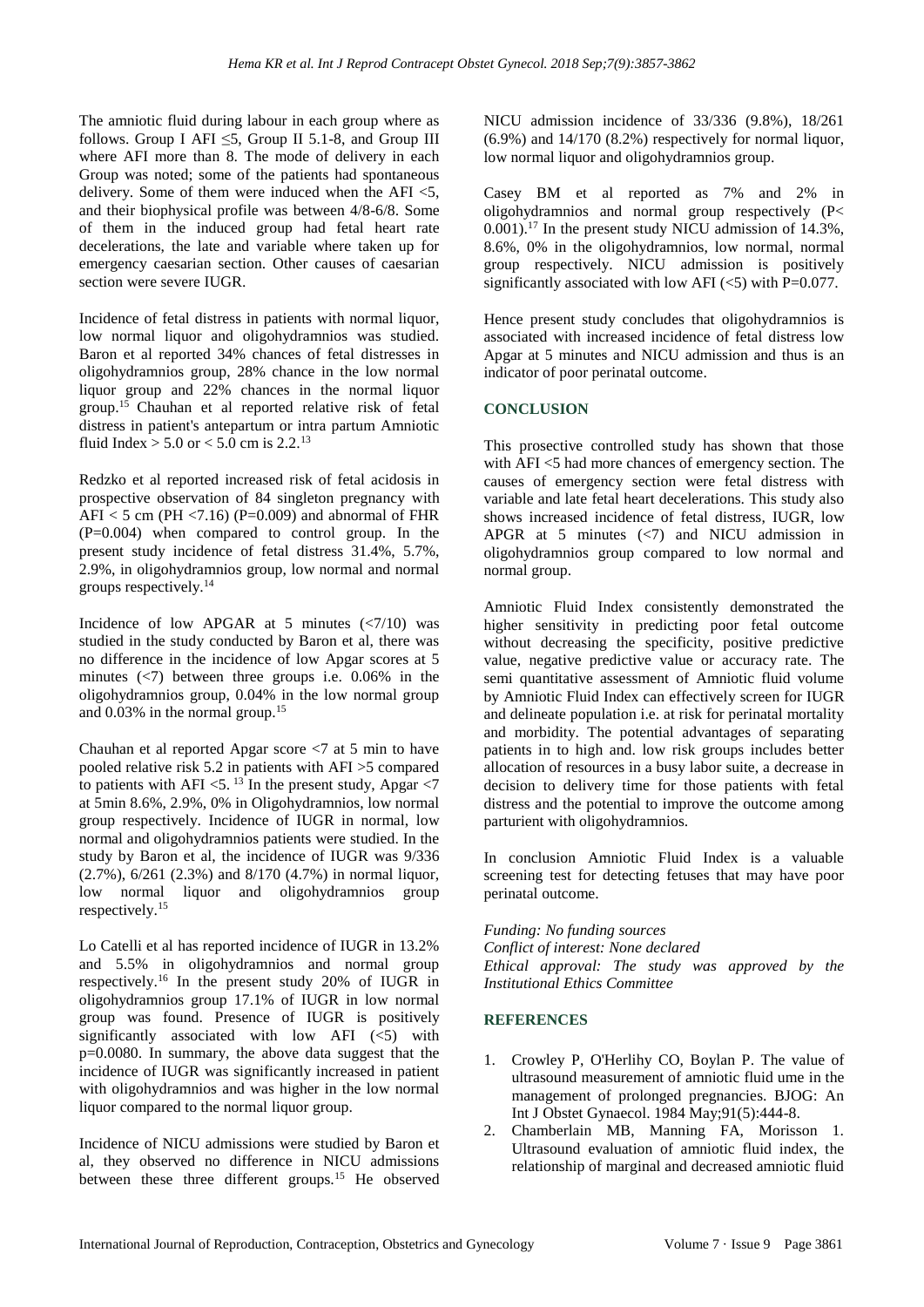The amniotic fluid during labour in each group where as follows. Group I AFI ≤5, Group II 5.1-8, and Group III where AFI more than 8. The mode of delivery in each Group was noted; some of the patients had spontaneous delivery. Some of them were induced when the AFI <5, and their biophysical profile was between 4/8-6/8. Some of them in the induced group had fetal heart rate decelerations, the late and variable where taken up for emergency caesarian section. Other causes of caesarian section were severe IUGR.

Incidence of fetal distress in patients with normal liquor, low normal liquor and oligohydramnios was studied. Baron et al reported 34% chances of fetal distresses in oligohydramnios group, 28% chance in the low normal liquor group and 22% chances in the normal liquor group.[15] Chauhan et al reported relative risk of fetal distress in patient's antepartum or intra partum Amniotic fluid Index > 5.0 or < 5.0 cm is 2.2.[13]

Redzko et al reported increased risk of fetal acidosis in prospective observation of 84 singleton pregnancy with AFI < 5 cm (PH <7.16) (P=0.009) and abnormal of FHR (P=0.004) when compared to control group. In the present study incidence of fetal distress 31.4%, 5.7%, 2.9%, in oligohydramnios group, low normal and normal groups respectively.[14]

Incidence of low APGAR at 5 minutes (<7/10) was studied in the study conducted by Baron et al, there was no difference in the incidence of low Apgar scores at 5 minutes (<7) between three groups i.e. 0.06% in the oligohydramnios group, 0.04% in the low normal group and 0.03% in the normal group.[15]

Chauhan et al reported Apgar score <7 at 5 min to have pooled relative risk 5.2 in patients with AFI >5 compared to patients with AFI <5. [13] In the present study, Apgar <7 at 5min 8.6%, 2.9%, 0% in Oligohydramnios, low normal group respectively. Incidence of IUGR in normal, low normal and oligohydramnios patients were studied. In the study by Baron et al, the incidence of IUGR was 9/336 (2.7%), 6/261 (2.3%) and 8/170 (4.7%) in normal liquor, low normal liquor and oligohydramnios group respectively.[15]

Lo Catelli et al has reported incidence of IUGR in 13.2% and 5.5% in oligohydramnios and normal group respectively.[16] In the present study 20% of IUGR in oligohydramnios group 17.1% of IUGR in low normal group was found. Presence of IUGR is positively significantly associated with low AFI (<5) with p=0.0080. In summary, the above data suggest that the incidence of IUGR was significantly increased in patient with oligohydramnios and was higher in the low normal liquor compared to the normal liquor group.

Incidence of NICU admissions were studied by Baron et al, they observed no difference in NICU admissions between these three different groups.[15] He observed NICU admission incidence of 33/336 (9.8%), 18/261 (6.9%) and 14/170 (8.2%) respectively for normal liquor, low normal liquor and oligohydramnios group.

Casey BM et al reported as 7% and 2% in oligohydramnios and normal group respectively (P< 0.001).[17] In the present study NICU admission of 14.3%, 8.6%, 0% in the oligohydramnios, low normal, normal group respectively. NICU admission is positively significantly associated with low AFI (<5) with P=0.077.

Hence present study concludes that oligohydramnios is associated with increased incidence of fetal distress low Apgar at 5 minutes and NICU admission and thus is an indicator of poor perinatal outcome.

## CONCLUSION

This prosective controlled study has shown that those with AFI <5 had more chances of emergency section. The causes of emergency section were fetal distress with variable and late fetal heart decelerations. This study also shows increased incidence of fetal distress, IUGR, low APGR at 5 minutes (<7) and NICU admission in oligohydramnios group compared to low normal and normal group.

Amniotic Fluid Index consistently demonstrated the higher sensitivity in predicting poor fetal outcome without decreasing the specificity, positive predictive value, negative predictive value or accuracy rate. The semi quantitative assessment of Amniotic fluid volume by Amniotic Fluid Index can effectively screen for IUGR and delineate population i.e. at risk for perinatal mortality and morbidity. The potential advantages of separating patients in to high and. low risk groups includes better allocation of resources in a busy labor suite, a decrease in decision to delivery time for those patients with fetal distress and the potential to improve the outcome among parturient with oligohydramnios.

In conclusion Amniotic Fluid Index is a valuable screening test for detecting fetuses that may have poor perinatal outcome.

*Funding: No funding sources*
*Conflict of interest: None declared*
*Ethical approval: The study was approved by the Institutional Ethics Committee*

## REFERENCES

1. Crowley P, O'Herlihy CO, Boylan P. The value of ultrasound measurement of amniotic fluid ume in the management of prolonged pregnancies. BJOG: An Int J Obstet Gynaecol. 1984 May;91(5):444-8.
2. Chamberlain MB, Manning FA, Morisson 1. Ultrasound evaluation of amniotic fluid index, the relationship of marginal and decreased amniotic fluid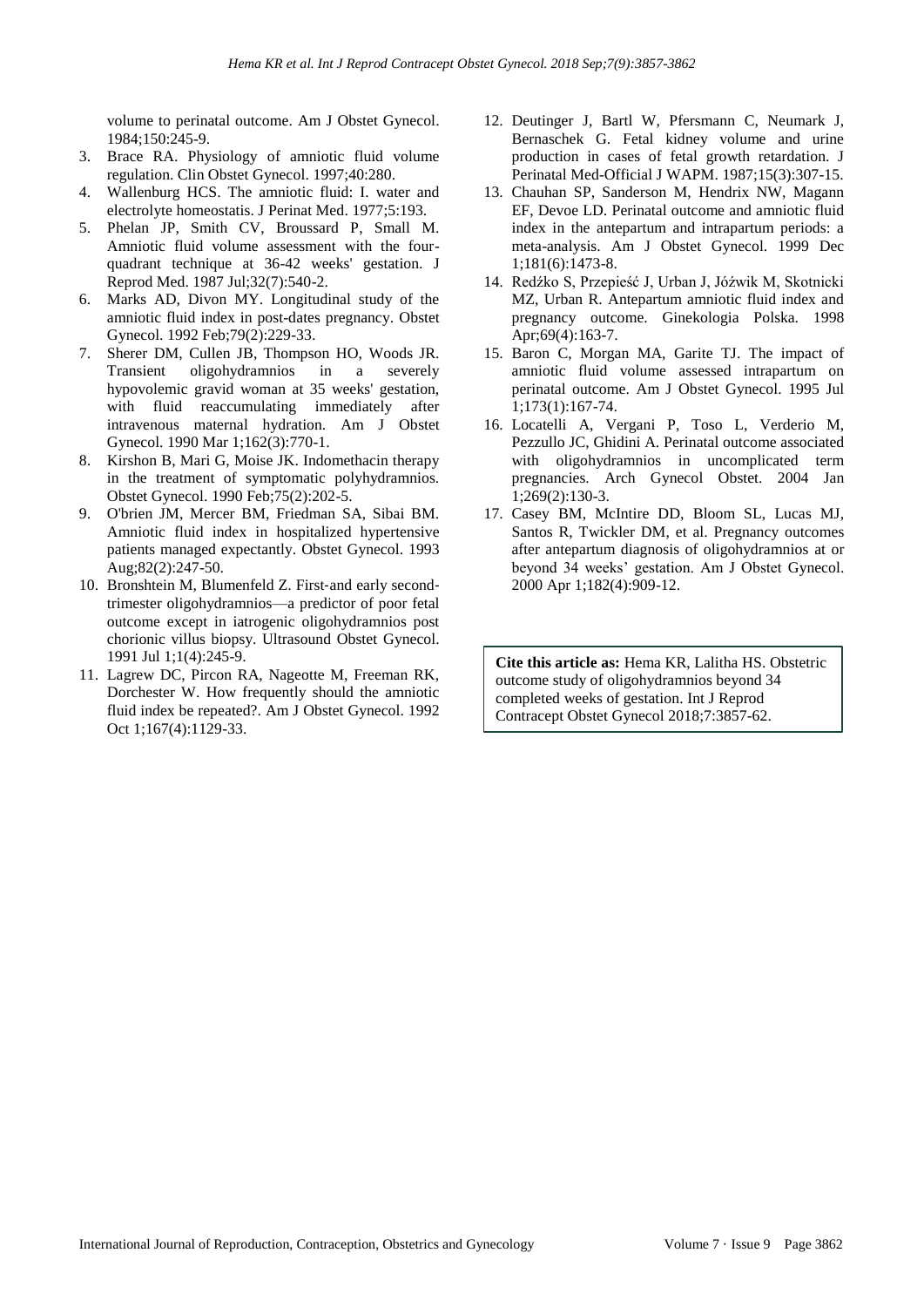volume to perinatal outcome. Am J Obstet Gynecol. 1984;150:245-9.

3. Brace RA. Physiology of amniotic fluid volume regulation. Clin Obstet Gynecol. 1997;40:280.
4. Wallenburg HCS. The amniotic fluid: I. water and electrolyte homeostatis. J Perinat Med. 1977;5:193.
5. Phelan JP, Smith CV, Broussard P, Small M. Amniotic fluid volume assessment with the four-quadrant technique at 36-42 weeks' gestation. J Reprod Med. 1987 Jul;32(7):540-2.
6. Marks AD, Divon MY. Longitudinal study of the amniotic fluid index in post-dates pregnancy. Obstet Gynecol. 1992 Feb;79(2):229-33.
7. Sherer DM, Cullen JB, Thompson HO, Woods JR. Transient oligohydramnios in a severely hypovolemic gravid woman at 35 weeks' gestation, with fluid reaccumulating immediately after intravenous maternal hydration. Am J Obstet Gynecol. 1990 Mar 1;162(3):770-1.
8. Kirshon B, Mari G, Moise JK. Indomethacin therapy in the treatment of symptomatic polyhydramnios. Obstet Gynecol. 1990 Feb;75(2):202-5.
9. O'brien JM, Mercer BM, Friedman SA, Sibai BM. Amniotic fluid index in hospitalized hypertensive patients managed expectantly. Obstet Gynecol. 1993 Aug;82(2):247-50.
10. Bronshtein M, Blumenfeld Z. First-and early second-trimester oligohydramnios—a predictor of poor fetal outcome except in iatrogenic oligohydramnios post chorionic villus biopsy. Ultrasound Obstet Gynecol. 1991 Jul 1;1(4):245-9.
11. Lagrew DC, Pircon RA, Nageotte M, Freeman RK, Dorchester W. How frequently should the amniotic fluid index be repeated?. Am J Obstet Gynecol. 1992 Oct 1;167(4):1129-33.
12. Deutinger J, Bartl W, Pfersmann C, Neumark J, Bernaschek G. Fetal kidney volume and urine production in cases of fetal growth retardation. J Perinatal Med-Official J WAPM. 1987;15(3):307-15.
13. Chauhan SP, Sanderson M, Hendrix NW, Magann EF, Devoe LD. Perinatal outcome and amniotic fluid index in the antepartum and intrapartum periods: a meta-analysis. Am J Obstet Gynecol. 1999 Dec 1;181(6):1473-8.
14. Redźko S, Przepieść J, Urban J, Jóźwik M, Skotnicki MZ, Urban R. Antepartum amniotic fluid index and pregnancy outcome. Ginekologia Polska. 1998 Apr;69(4):163-7.
15. Baron C, Morgan MA, Garite TJ. The impact of amniotic fluid volume assessed intrapartum on perinatal outcome. Am J Obstet Gynecol. 1995 Jul 1;173(1):167-74.
16. Locatelli A, Vergani P, Toso L, Verderio M, Pezzullo JC, Ghidini A. Perinatal outcome associated with oligohydramnios in uncomplicated term pregnancies. Arch Gynecol Obstet. 2004 Jan 1;269(2):130-3.
17. Casey BM, McIntire DD, Bloom SL, Lucas MJ, Santos R, Twickler DM, et al. Pregnancy outcomes after antepartum diagnosis of oligohydramnios at or beyond 34 weeks' gestation. Am J Obstet Gynecol. 2000 Apr 1;182(4):909-12.

**Cite this article as:** Hema KR, Lalitha HS. Obstetric outcome study of oligohydramnios beyond 34 completed weeks of gestation. Int J Reprod Contracept Obstet Gynecol 2018;7:3857-62.